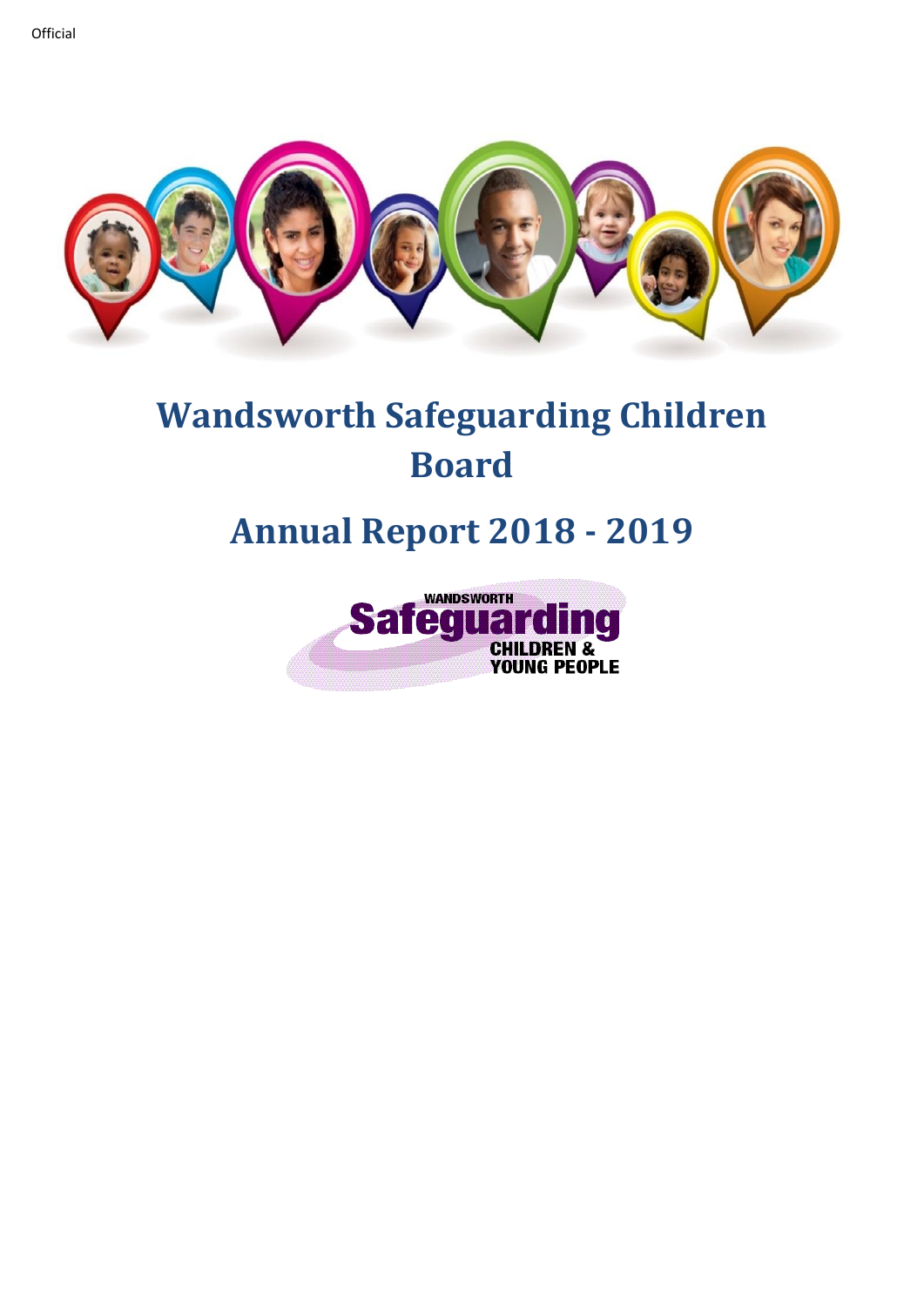Official

# Wandsworth Safeguarding Children Board

# Annual Report 2018 - 2019

WANDSWORTH
Safeguarding
CHILDREN &
YOUNG PEOPLE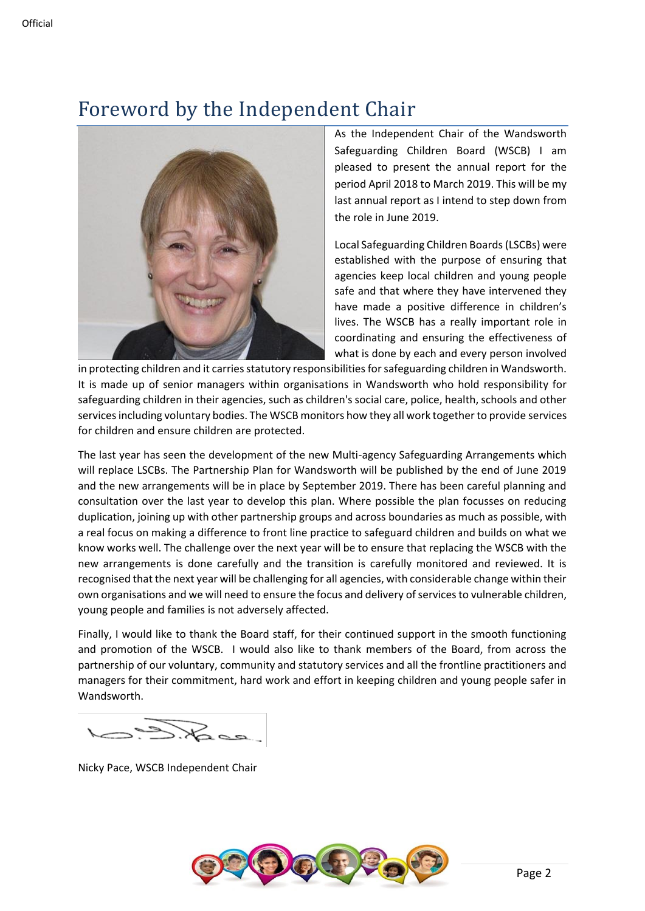# Foreword by the Independent Chair

As the Independent Chair of the Wandsworth Safeguarding Children Board (WSCB) I am pleased to present the annual report for the period April 2018 to March 2019. This will be my last annual report as I intend to step down from the role in June 2019.

Local Safeguarding Children Boards (LSCBs) were established with the purpose of ensuring that agencies keep local children and young people safe and that where they have intervened they have made a positive difference in children's lives. The WSCB has a really important role in coordinating and ensuring the effectiveness of what is done by each and every person involved in protecting children and it carries statutory responsibilities for safeguarding children in Wandsworth. It is made up of senior managers within organisations in Wandsworth who hold responsibility for safeguarding children in their agencies, such as children's social care, police, health, schools and other services including voluntary bodies. The WSCB monitors how they all work together to provide services for children and ensure children are protected.

The last year has seen the development of the new Multi-agency Safeguarding Arrangements which will replace LSCBs. The Partnership Plan for Wandsworth will be published by the end of June 2019 and the new arrangements will be in place by September 2019. There has been careful planning and consultation over the last year to develop this plan. Where possible the plan focusses on reducing duplication, joining up with other partnership groups and across boundaries as much as possible, with a real focus on making a difference to front line practice to safeguard children and builds on what we know works well. The challenge over the next year will be to ensure that replacing the WSCB with the new arrangements is done carefully and the transition is carefully monitored and reviewed. It is recognised that the next year will be challenging for all agencies, with considerable change within their own organisations and we will need to ensure the focus and delivery of services to vulnerable children, young people and families is not adversely affected.

Finally, I would like to thank the Board staff, for their continued support in the smooth functioning and promotion of the WSCB. I would also like to thank members of the Board, from across the partnership of our voluntary, community and statutory services and all the frontline practitioners and managers for their commitment, hard work and effort in keeping children and young people safer in Wandsworth.

Nicky Pace, WSCB Independent Chair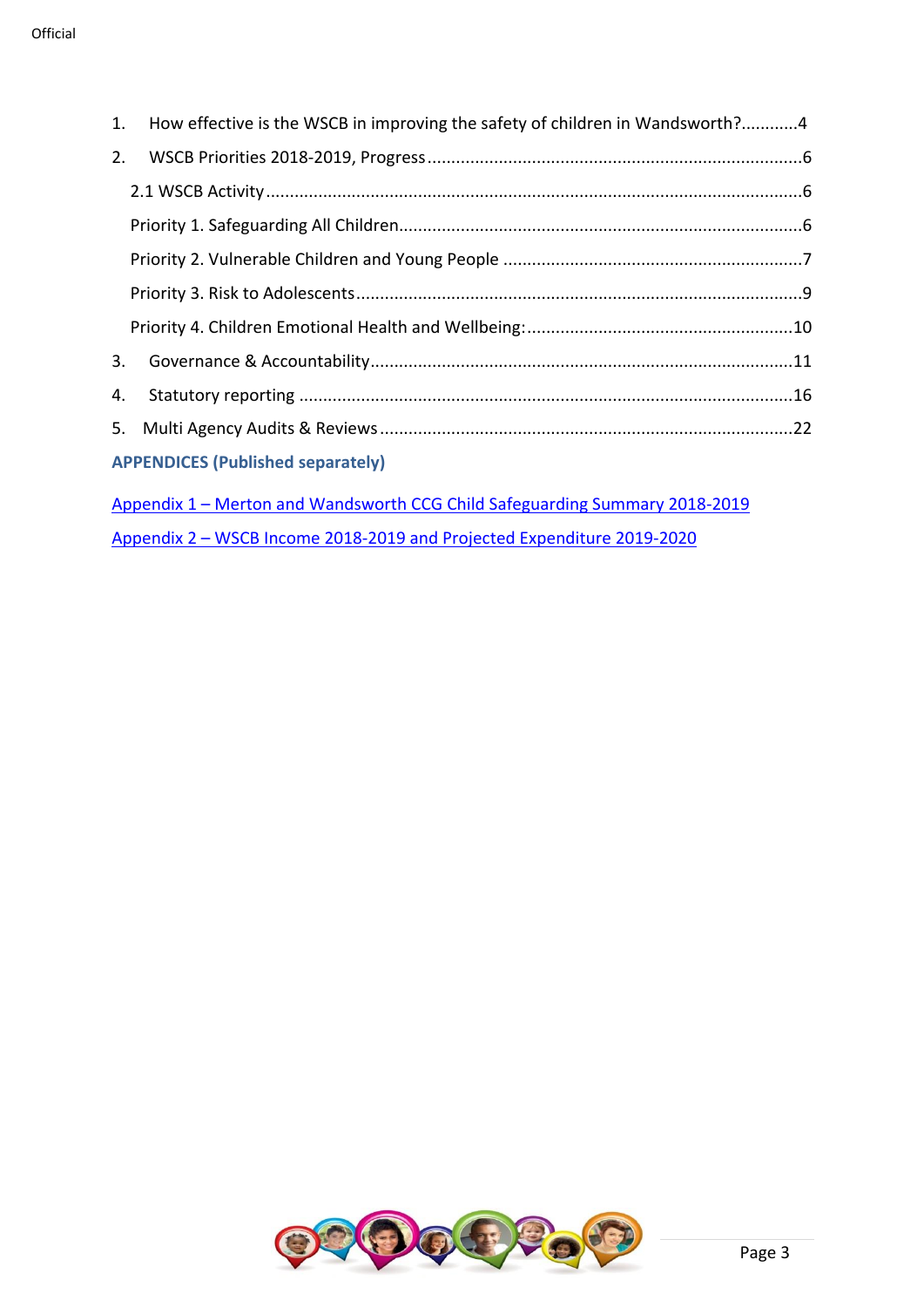1. How effective is the WSCB in improving the safety of children in Wandsworth?............4
2. WSCB Priorities 2018-2019, Progress.............................................................................6
   - 2.1 WSCB Activity................................................................................................................6
   - Priority 1. Safeguarding All Children...................................................................................6
   - Priority 2. Vulnerable Children and Young People ..............................................................7
   - Priority 3. Risk to Adolescents.............................................................................................9
   - Priority 4. Children Emotional Health and Wellbeing:.......................................................10
3. Governance & Accountability.......................................................................................11
4. Statutory reporting .......................................................................................................16
5. Multi Agency Audits & Reviews.....................................................................................22

**APPENDICES (Published separately)**

Appendix 1 – Merton and Wandsworth CCG Child Safeguarding Summary 2018-2019

Appendix 2 – WSCB Income 2018-2019 and Projected Expenditure 2019-2020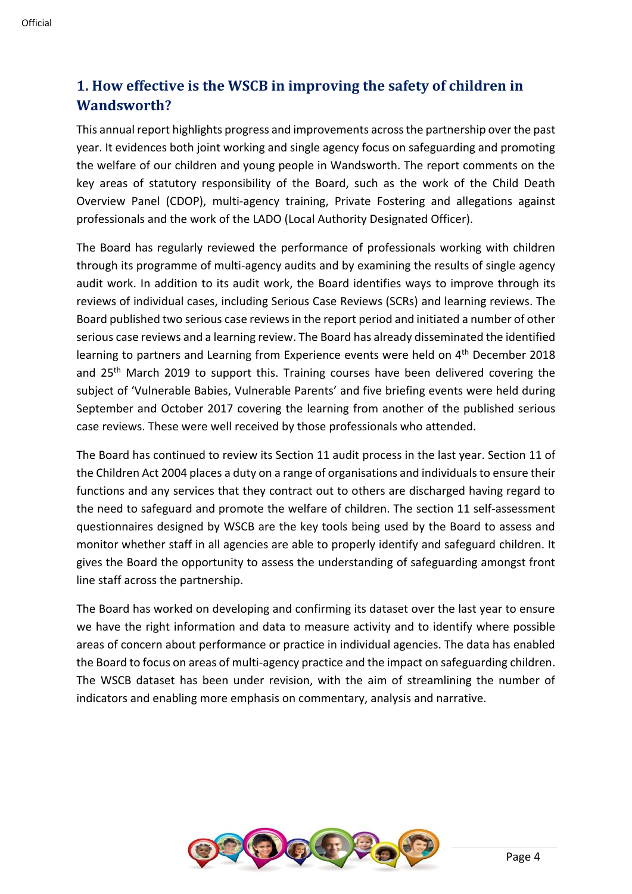## 1. How effective is the WSCB in improving the safety of children in Wandsworth?

This annual report highlights progress and improvements across the partnership over the past year. It evidences both joint working and single agency focus on safeguarding and promoting the welfare of our children and young people in Wandsworth. The report comments on the key areas of statutory responsibility of the Board, such as the work of the Child Death Overview Panel (CDOP), multi-agency training, Private Fostering and allegations against professionals and the work of the LADO (Local Authority Designated Officer).

The Board has regularly reviewed the performance of professionals working with children through its programme of multi-agency audits and by examining the results of single agency audit work. In addition to its audit work, the Board identifies ways to improve through its reviews of individual cases, including Serious Case Reviews (SCRs) and learning reviews. The Board published two serious case reviews in the report period and initiated a number of other serious case reviews and a learning review. The Board has already disseminated the identified learning to partners and Learning from Experience events were held on 4th December 2018 and 25th March 2019 to support this. Training courses have been delivered covering the subject of 'Vulnerable Babies, Vulnerable Parents' and five briefing events were held during September and October 2017 covering the learning from another of the published serious case reviews. These were well received by those professionals who attended.

The Board has continued to review its Section 11 audit process in the last year. Section 11 of the Children Act 2004 places a duty on a range of organisations and individuals to ensure their functions and any services that they contract out to others are discharged having regard to the need to safeguard and promote the welfare of children. The section 11 self-assessment questionnaires designed by WSCB are the key tools being used by the Board to assess and monitor whether staff in all agencies are able to properly identify and safeguard children. It gives the Board the opportunity to assess the understanding of safeguarding amongst front line staff across the partnership.

The Board has worked on developing and confirming its dataset over the last year to ensure we have the right information and data to measure activity and to identify where possible areas of concern about performance or practice in individual agencies. The data has enabled the Board to focus on areas of multi-agency practice and the impact on safeguarding children. The WSCB dataset has been under revision, with the aim of streamlining the number of indicators and enabling more emphasis on commentary, analysis and narrative.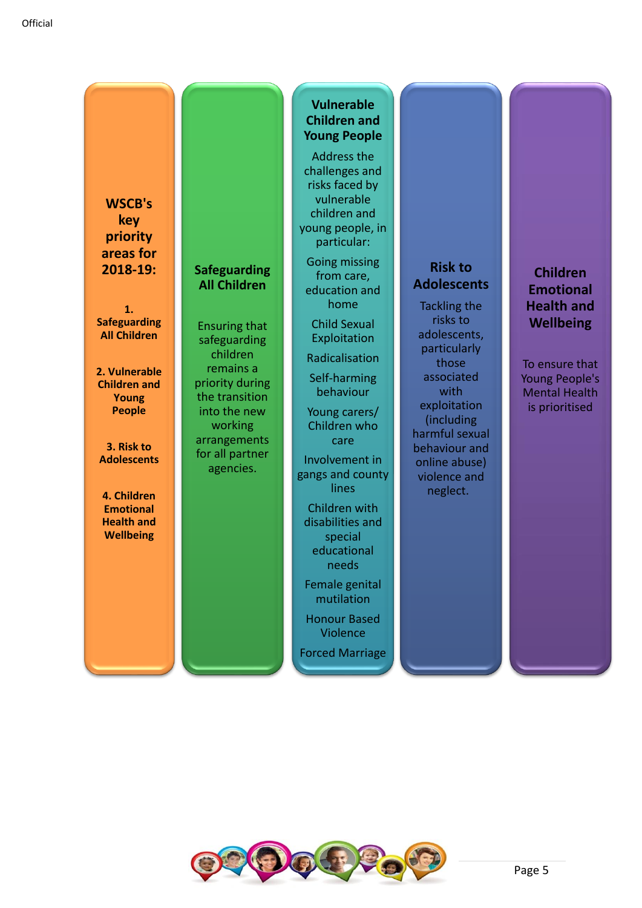**WSCB's key priority areas for 2018-19:**

1. **Safeguarding All Children**
2. **Vulnerable Children and Young People**
3. **Risk to Adolescents**
4. **Children Emotional Health and Wellbeing**

## Safeguarding All Children

Ensuring that safeguarding children remains a priority during the transition into the new working arrangements for all partner agencies.

## Vulnerable Children and Young People

Address the challenges and risks faced by vulnerable children and young people, in particular:

- Going missing from care, education and home
- Child Sexual Exploitation
- Radicalisation
- Self-harming behaviour
- Young carers/ Children who care
- Involvement in gangs and county lines
- Children with disabilities and special educational needs
- Female genital mutilation
- Honour Based Violence
- Forced Marriage

## Risk to Adolescents

Tackling the risks to adolescents, particularly those associated with exploitation (including harmful sexual behaviour and online abuse) violence and neglect.

## Children Emotional Health and Wellbeing

To ensure that Young People's Mental Health is prioritised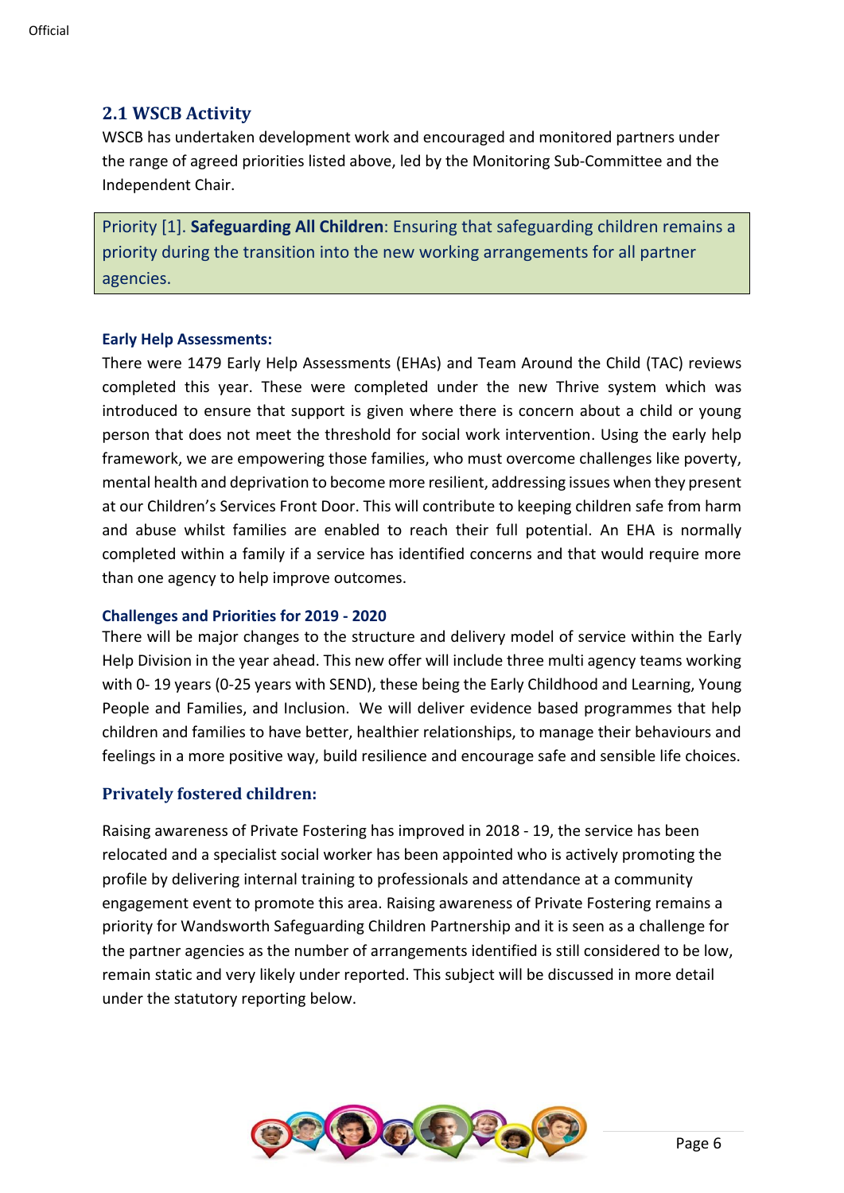## 2.1 WSCB Activity

WSCB has undertaken development work and encouraged and monitored partners under the range of agreed priorities listed above, led by the Monitoring Sub-Committee and the Independent Chair.

Priority [1]. **Safeguarding All Children**: Ensuring that safeguarding children remains a priority during the transition into the new working arrangements for all partner agencies.

**Early Help Assessments:**

There were 1479 Early Help Assessments (EHAs) and Team Around the Child (TAC) reviews completed this year. These were completed under the new Thrive system which was introduced to ensure that support is given where there is concern about a child or young person that does not meet the threshold for social work intervention. Using the early help framework, we are empowering those families, who must overcome challenges like poverty, mental health and deprivation to become more resilient, addressing issues when they present at our Children's Services Front Door. This will contribute to keeping children safe from harm and abuse whilst families are enabled to reach their full potential. An EHA is normally completed within a family if a service has identified concerns and that would require more than one agency to help improve outcomes.

**Challenges and Priorities for 2019 - 2020**

There will be major changes to the structure and delivery model of service within the Early Help Division in the year ahead. This new offer will include three multi agency teams working with 0- 19 years (0-25 years with SEND), these being the Early Childhood and Learning, Young People and Families, and Inclusion. We will deliver evidence based programmes that help children and families to have better, healthier relationships, to manage their behaviours and feelings in a more positive way, build resilience and encourage safe and sensible life choices.

### Privately fostered children:

Raising awareness of Private Fostering has improved in 2018 - 19, the service has been relocated and a specialist social worker has been appointed who is actively promoting the profile by delivering internal training to professionals and attendance at a community engagement event to promote this area. Raising awareness of Private Fostering remains a priority for Wandsworth Safeguarding Children Partnership and it is seen as a challenge for the partner agencies as the number of arrangements identified is still considered to be low, remain static and very likely under reported. This subject will be discussed in more detail under the statutory reporting below.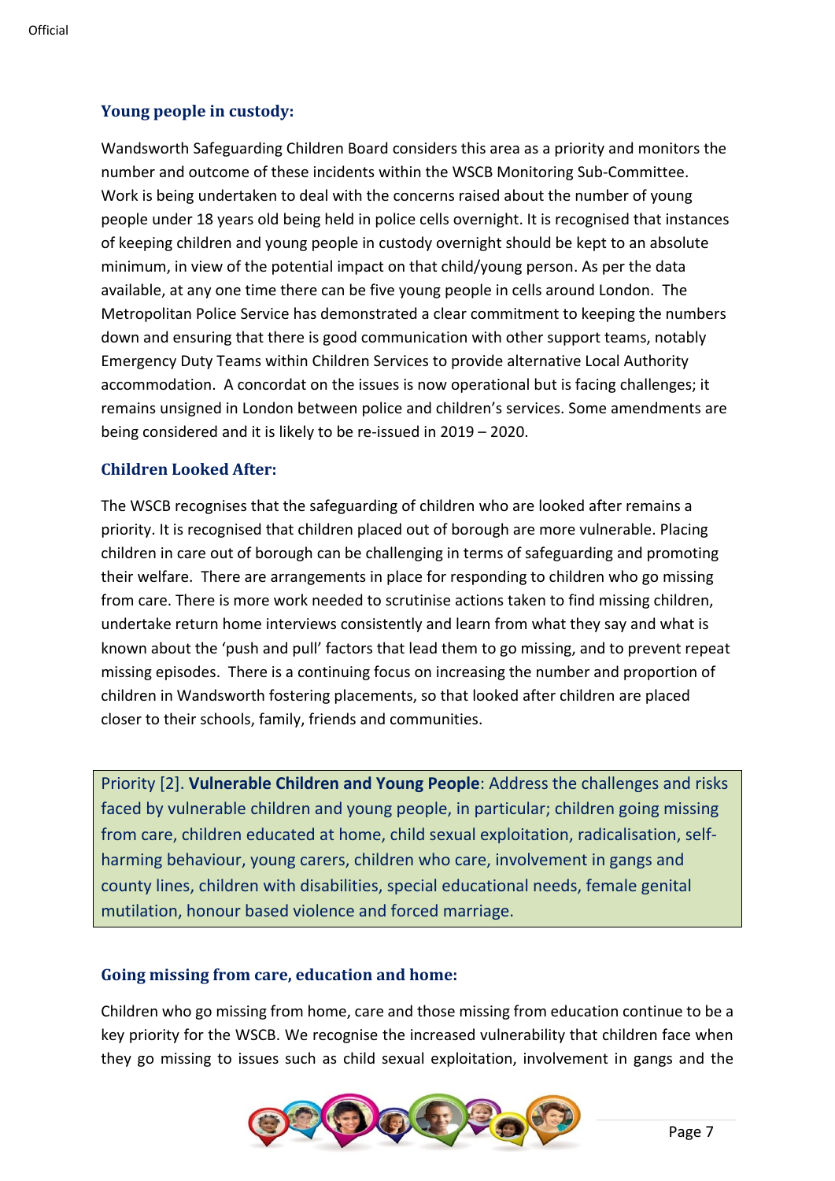### Young people in custody:

Wandsworth Safeguarding Children Board considers this area as a priority and monitors the number and outcome of these incidents within the WSCB Monitoring Sub-Committee. Work is being undertaken to deal with the concerns raised about the number of young people under 18 years old being held in police cells overnight. It is recognised that instances of keeping children and young people in custody overnight should be kept to an absolute minimum, in view of the potential impact on that child/young person. As per the data available, at any one time there can be five young people in cells around London. The Metropolitan Police Service has demonstrated a clear commitment to keeping the numbers down and ensuring that there is good communication with other support teams, notably Emergency Duty Teams within Children Services to provide alternative Local Authority accommodation. A concordat on the issues is now operational but is facing challenges; it remains unsigned in London between police and children's services. Some amendments are being considered and it is likely to be re-issued in 2019 – 2020.

### Children Looked After:

The WSCB recognises that the safeguarding of children who are looked after remains a priority. It is recognised that children placed out of borough are more vulnerable. Placing children in care out of borough can be challenging in terms of safeguarding and promoting their welfare. There are arrangements in place for responding to children who go missing from care. There is more work needed to scrutinise actions taken to find missing children, undertake return home interviews consistently and learn from what they say and what is known about the 'push and pull' factors that lead them to go missing, and to prevent repeat missing episodes. There is a continuing focus on increasing the number and proportion of children in Wandsworth fostering placements, so that looked after children are placed closer to their schools, family, friends and communities.

> Priority [2]. **Vulnerable Children and Young People**: Address the challenges and risks faced by vulnerable children and young people, in particular; children going missing from care, children educated at home, child sexual exploitation, radicalisation, self-harming behaviour, young carers, children who care, involvement in gangs and county lines, children with disabilities, special educational needs, female genital mutilation, honour based violence and forced marriage.

### Going missing from care, education and home:

Children who go missing from home, care and those missing from education continue to be a key priority for the WSCB. We recognise the increased vulnerability that children face when they go missing to issues such as child sexual exploitation, involvement in gangs and the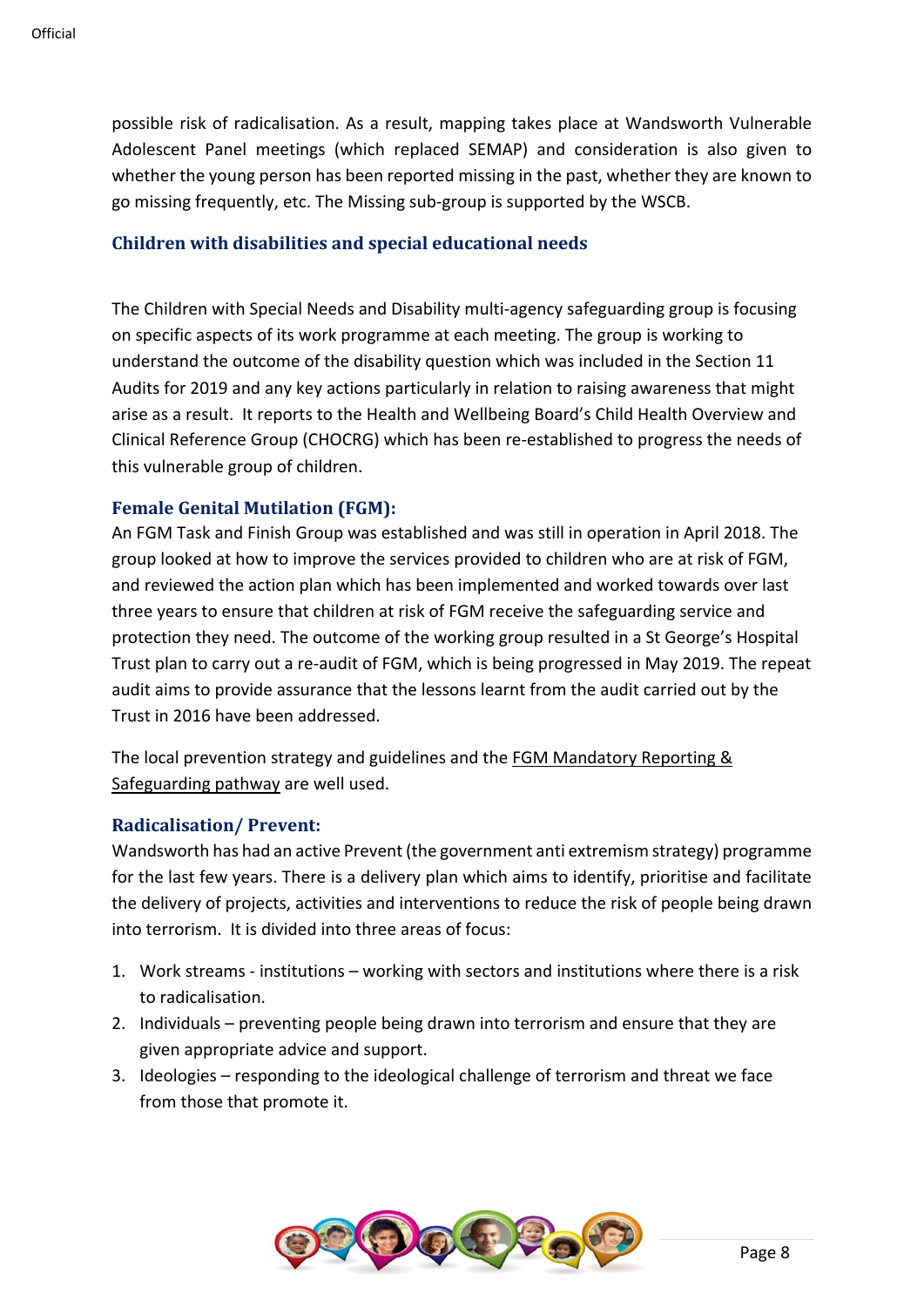possible risk of radicalisation. As a result, mapping takes place at Wandsworth Vulnerable Adolescent Panel meetings (which replaced SEMAP) and consideration is also given to whether the young person has been reported missing in the past, whether they are known to go missing frequently, etc. The Missing sub-group is supported by the WSCB.

### Children with disabilities and special educational needs

The Children with Special Needs and Disability multi-agency safeguarding group is focusing on specific aspects of its work programme at each meeting. The group is working to understand the outcome of the disability question which was included in the Section 11 Audits for 2019 and any key actions particularly in relation to raising awareness that might arise as a result. It reports to the Health and Wellbeing Board's Child Health Overview and Clinical Reference Group (CHOCRG) which has been re-established to progress the needs of this vulnerable group of children.

### Female Genital Mutilation (FGM):

An FGM Task and Finish Group was established and was still in operation in April 2018. The group looked at how to improve the services provided to children who are at risk of FGM, and reviewed the action plan which has been implemented and worked towards over last three years to ensure that children at risk of FGM receive the safeguarding service and protection they need. The outcome of the working group resulted in a St George's Hospital Trust plan to carry out a re-audit of FGM, which is being progressed in May 2019. The repeat audit aims to provide assurance that the lessons learnt from the audit carried out by the Trust in 2016 have been addressed.

The local prevention strategy and guidelines and the FGM Mandatory Reporting & Safeguarding pathway are well used.

### Radicalisation/ Prevent:

Wandsworth has had an active Prevent (the government anti extremism strategy) programme for the last few years. There is a delivery plan which aims to identify, prioritise and facilitate the delivery of projects, activities and interventions to reduce the risk of people being drawn into terrorism. It is divided into three areas of focus:

1. Work streams - institutions – working with sectors and institutions where there is a risk to radicalisation.
2. Individuals – preventing people being drawn into terrorism and ensure that they are given appropriate advice and support.
3. Ideologies – responding to the ideological challenge of terrorism and threat we face from those that promote it.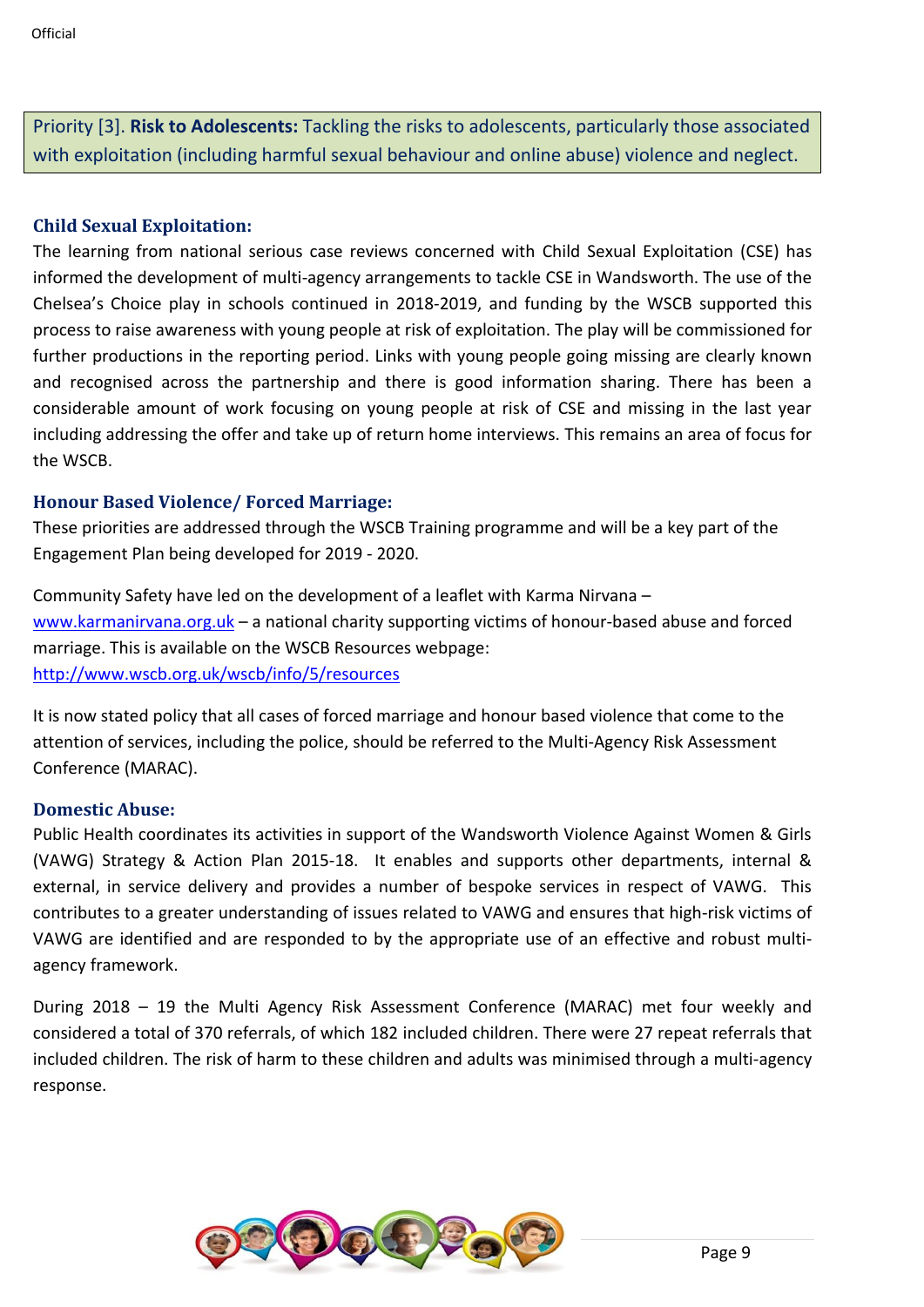Priority [3]. **Risk to Adolescents:** Tackling the risks to adolescents, particularly those associated with exploitation (including harmful sexual behaviour and online abuse) violence and neglect.

### Child Sexual Exploitation:

The learning from national serious case reviews concerned with Child Sexual Exploitation (CSE) has informed the development of multi-agency arrangements to tackle CSE in Wandsworth. The use of the Chelsea's Choice play in schools continued in 2018-2019, and funding by the WSCB supported this process to raise awareness with young people at risk of exploitation. The play will be commissioned for further productions in the reporting period. Links with young people going missing are clearly known and recognised across the partnership and there is good information sharing. There has been a considerable amount of work focusing on young people at risk of CSE and missing in the last year including addressing the offer and take up of return home interviews. This remains an area of focus for the WSCB.

### Honour Based Violence/ Forced Marriage:

These priorities are addressed through the WSCB Training programme and will be a key part of the Engagement Plan being developed for 2019 - 2020.

Community Safety have led on the development of a leaflet with Karma Nirvana – www.karmanirvana.org.uk – a national charity supporting victims of honour-based abuse and forced marriage. This is available on the WSCB Resources webpage: http://www.wscb.org.uk/wscb/info/5/resources

It is now stated policy that all cases of forced marriage and honour based violence that come to the attention of services, including the police, should be referred to the Multi-Agency Risk Assessment Conference (MARAC).

### Domestic Abuse:

Public Health coordinates its activities in support of the Wandsworth Violence Against Women & Girls (VAWG) Strategy & Action Plan 2015-18. It enables and supports other departments, internal & external, in service delivery and provides a number of bespoke services in respect of VAWG. This contributes to a greater understanding of issues related to VAWG and ensures that high-risk victims of VAWG are identified and are responded to by the appropriate use of an effective and robust multi-agency framework.

During 2018 – 19 the Multi Agency Risk Assessment Conference (MARAC) met four weekly and considered a total of 370 referrals, of which 182 included children. There were 27 repeat referrals that included children. The risk of harm to these children and adults was minimised through a multi-agency response.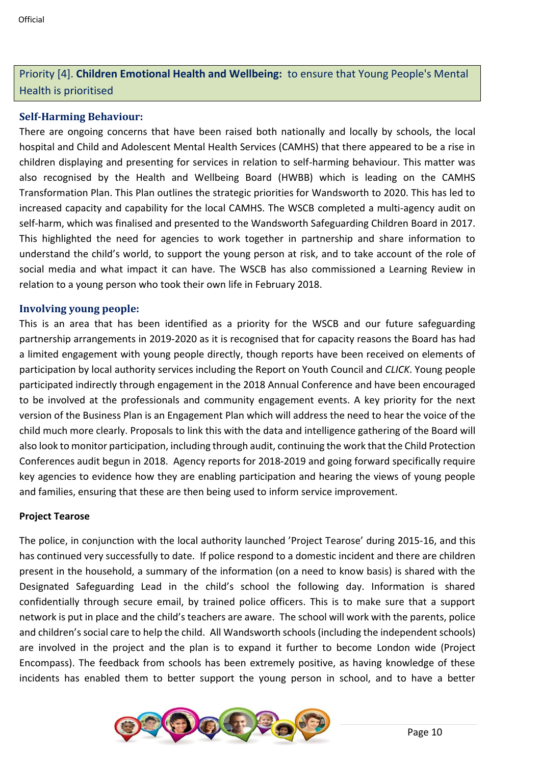## Priority [4]. **Children Emotional Health and Wellbeing:** to ensure that Young People's Mental Health is prioritised

### Self-Harming Behaviour:

There are ongoing concerns that have been raised both nationally and locally by schools, the local hospital and Child and Adolescent Mental Health Services (CAMHS) that there appeared to be a rise in children displaying and presenting for services in relation to self-harming behaviour. This matter was also recognised by the Health and Wellbeing Board (HWBB) which is leading on the CAMHS Transformation Plan. This Plan outlines the strategic priorities for Wandsworth to 2020. This has led to increased capacity and capability for the local CAMHS. The WSCB completed a multi-agency audit on self-harm, which was finalised and presented to the Wandsworth Safeguarding Children Board in 2017. This highlighted the need for agencies to work together in partnership and share information to understand the child's world, to support the young person at risk, and to take account of the role of social media and what impact it can have. The WSCB has also commissioned a Learning Review in relation to a young person who took their own life in February 2018.

### Involving young people:

This is an area that has been identified as a priority for the WSCB and our future safeguarding partnership arrangements in 2019-2020 as it is recognised that for capacity reasons the Board has had a limited engagement with young people directly, though reports have been received on elements of participation by local authority services including the Report on Youth Council and *CLICK*. Young people participated indirectly through engagement in the 2018 Annual Conference and have been encouraged to be involved at the professionals and community engagement events. A key priority for the next version of the Business Plan is an Engagement Plan which will address the need to hear the voice of the child much more clearly. Proposals to link this with the data and intelligence gathering of the Board will also look to monitor participation, including through audit, continuing the work that the Child Protection Conferences audit begun in 2018. Agency reports for 2018-2019 and going forward specifically require key agencies to evidence how they are enabling participation and hearing the views of young people and families, ensuring that these are then being used to inform service improvement.

**Project Tearose**

The police, in conjunction with the local authority launched 'Project Tearose' during 2015-16, and this has continued very successfully to date. If police respond to a domestic incident and there are children present in the household, a summary of the information (on a need to know basis) is shared with the Designated Safeguarding Lead in the child's school the following day. Information is shared confidentially through secure email, by trained police officers. This is to make sure that a support network is put in place and the child's teachers are aware. The school will work with the parents, police and children's social care to help the child. All Wandsworth schools (including the independent schools) are involved in the project and the plan is to expand it further to become London wide (Project Encompass). The feedback from schools has been extremely positive, as having knowledge of these incidents has enabled them to better support the young person in school, and to have a better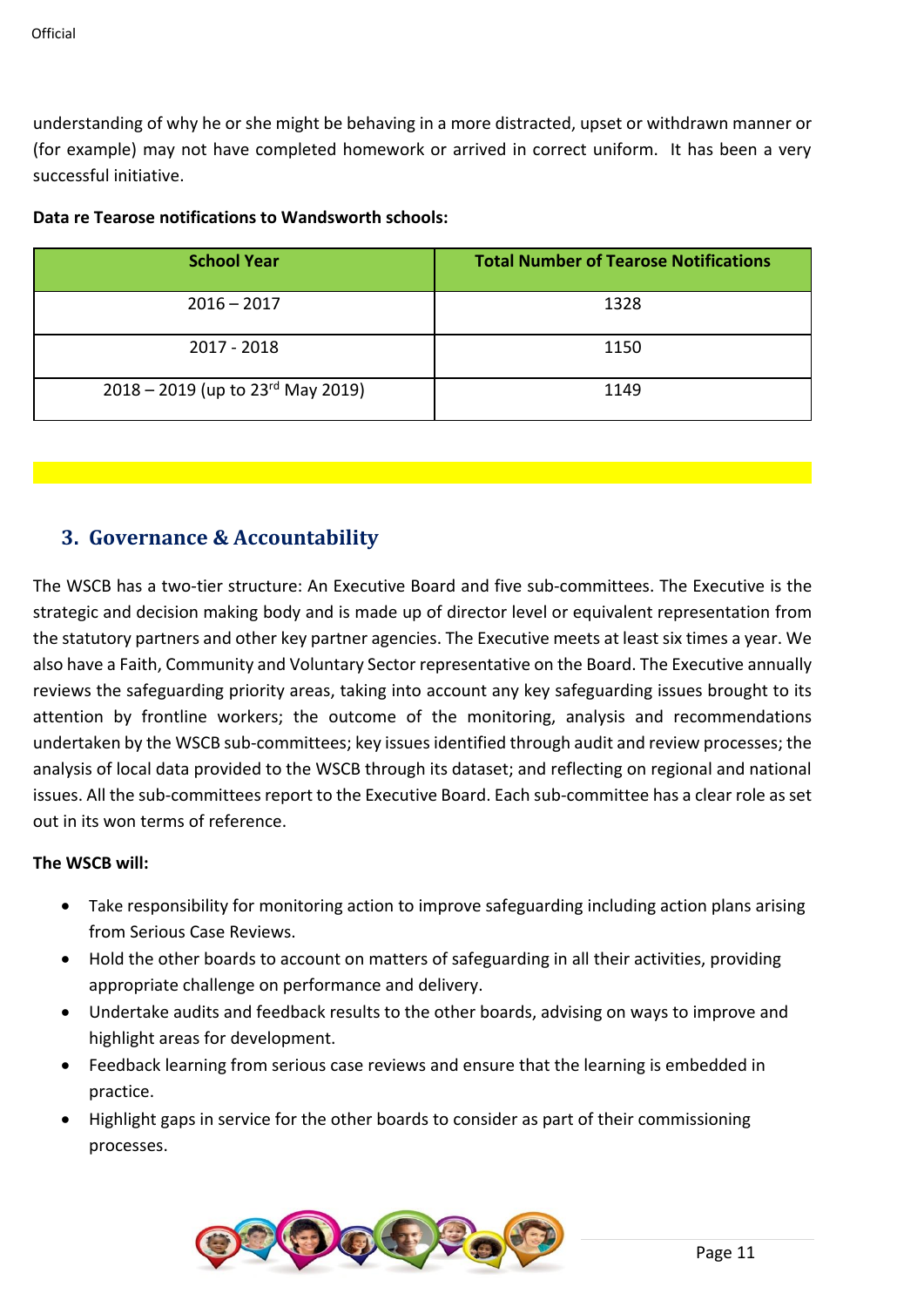understanding of why he or she might be behaving in a more distracted, upset or withdrawn manner or (for example) may not have completed homework or arrived in correct uniform. It has been a very successful initiative.

**Data re Tearose notifications to Wandsworth schools:**

| School Year | Total Number of Tearose Notifications |
|---|---|
| 2016 – 2017 | 1328 |
| 2017 - 2018 | 1150 |
| 2018 – 2019 (up to 23rd May 2019) | 1149 |

## 3. Governance & Accountability

The WSCB has a two-tier structure: An Executive Board and five sub-committees. The Executive is the strategic and decision making body and is made up of director level or equivalent representation from the statutory partners and other key partner agencies. The Executive meets at least six times a year. We also have a Faith, Community and Voluntary Sector representative on the Board. The Executive annually reviews the safeguarding priority areas, taking into account any key safeguarding issues brought to its attention by frontline workers; the outcome of the monitoring, analysis and recommendations undertaken by the WSCB sub-committees; key issues identified through audit and review processes; the analysis of local data provided to the WSCB through its dataset; and reflecting on regional and national issues. All the sub-committees report to the Executive Board. Each sub-committee has a clear role as set out in its won terms of reference.

**The WSCB will:**

- Take responsibility for monitoring action to improve safeguarding including action plans arising from Serious Case Reviews.
- Hold the other boards to account on matters of safeguarding in all their activities, providing appropriate challenge on performance and delivery.
- Undertake audits and feedback results to the other boards, advising on ways to improve and highlight areas for development.
- Feedback learning from serious case reviews and ensure that the learning is embedded in practice.
- Highlight gaps in service for the other boards to consider as part of their commissioning processes.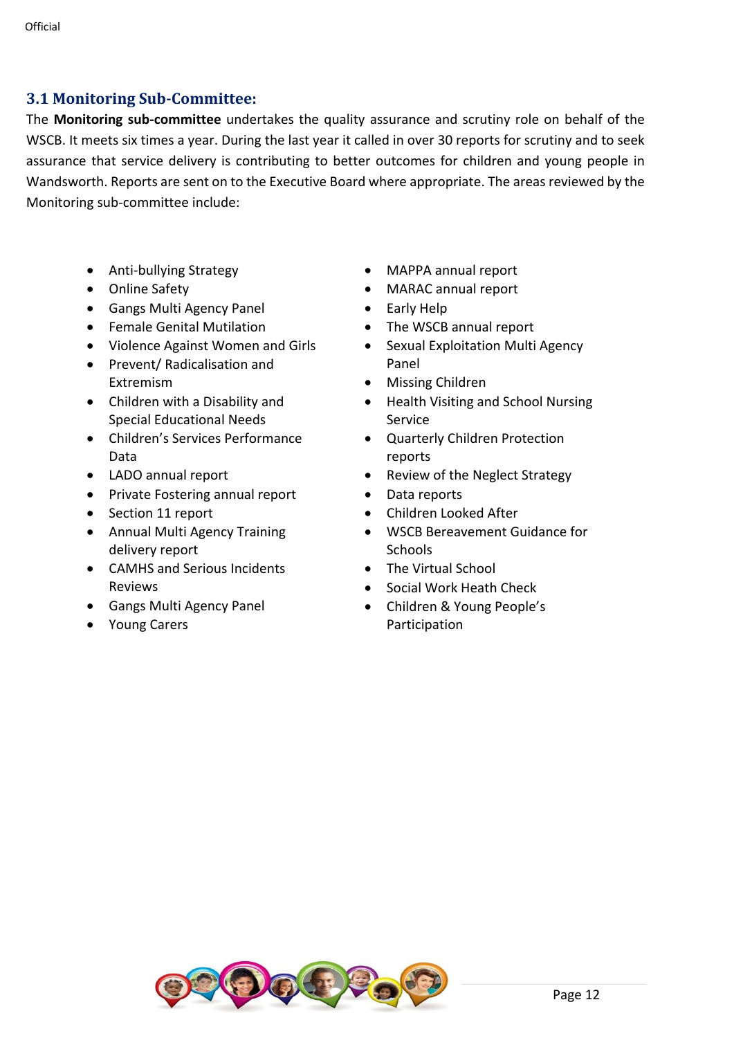## 3.1 Monitoring Sub-Committee:

The **Monitoring sub-committee** undertakes the quality assurance and scrutiny role on behalf of the WSCB. It meets six times a year. During the last year it called in over 30 reports for scrutiny and to seek assurance that service delivery is contributing to better outcomes for children and young people in Wandsworth. Reports are sent on to the Executive Board where appropriate. The areas reviewed by the Monitoring sub-committee include:

- Anti-bullying Strategy
- Online Safety
- Gangs Multi Agency Panel
- Female Genital Mutilation
- Violence Against Women and Girls
- Prevent/ Radicalisation and Extremism
- Children with a Disability and Special Educational Needs
- Children's Services Performance Data
- LADO annual report
- Private Fostering annual report
- Section 11 report
- Annual Multi Agency Training delivery report
- CAMHS and Serious Incidents Reviews
- Gangs Multi Agency Panel
- Young Carers
- MAPPA annual report
- MARAC annual report
- Early Help
- The WSCB annual report
- Sexual Exploitation Multi Agency Panel
- Missing Children
- Health Visiting and School Nursing Service
- Quarterly Children Protection reports
- Review of the Neglect Strategy
- Data reports
- Children Looked After
- WSCB Bereavement Guidance for Schools
- The Virtual School
- Social Work Heath Check
- Children & Young People's Participation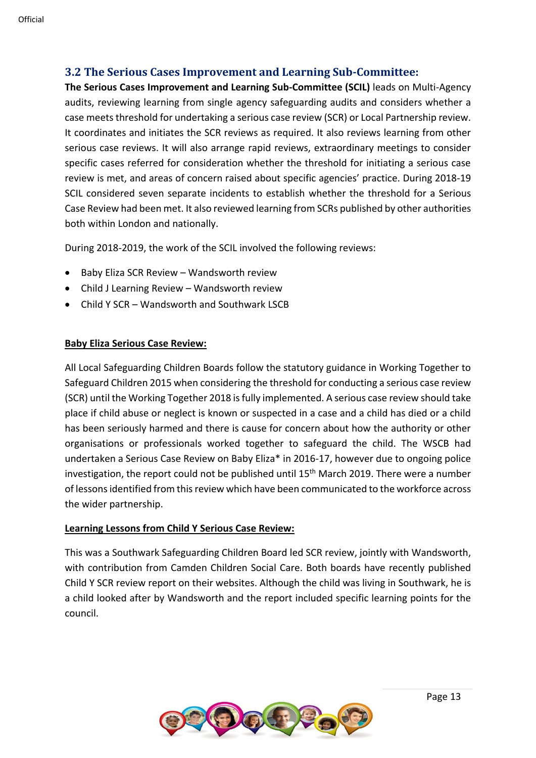## 3.2 The Serious Cases Improvement and Learning Sub-Committee:

**The Serious Cases Improvement and Learning Sub-Committee (SCIL)** leads on Multi-Agency audits, reviewing learning from single agency safeguarding audits and considers whether a case meets threshold for undertaking a serious case review (SCR) or Local Partnership review. It coordinates and initiates the SCR reviews as required. It also reviews learning from other serious case reviews. It will also arrange rapid reviews, extraordinary meetings to consider specific cases referred for consideration whether the threshold for initiating a serious case review is met, and areas of concern raised about specific agencies' practice. During 2018-19 SCIL considered seven separate incidents to establish whether the threshold for a Serious Case Review had been met. It also reviewed learning from SCRs published by other authorities both within London and nationally.

During 2018-2019, the work of the SCIL involved the following reviews:

- Baby Eliza SCR Review – Wandsworth review
- Child J Learning Review – Wandsworth review
- Child Y SCR – Wandsworth and Southwark LSCB

**Baby Eliza Serious Case Review:**

All Local Safeguarding Children Boards follow the statutory guidance in Working Together to Safeguard Children 2015 when considering the threshold for conducting a serious case review (SCR) until the Working Together 2018 is fully implemented. A serious case review should take place if child abuse or neglect is known or suspected in a case and a child has died or a child has been seriously harmed and there is cause for concern about how the authority or other organisations or professionals worked together to safeguard the child. The WSCB had undertaken a Serious Case Review on Baby Eliza* in 2016-17, however due to ongoing police investigation, the report could not be published until 15th March 2019. There were a number of lessons identified from this review which have been communicated to the workforce across the wider partnership.

**Learning Lessons from Child Y Serious Case Review:**

This was a Southwark Safeguarding Children Board led SCR review, jointly with Wandsworth, with contribution from Camden Children Social Care. Both boards have recently published Child Y SCR review report on their websites. Although the child was living in Southwark, he is a child looked after by Wandsworth and the report included specific learning points for the council.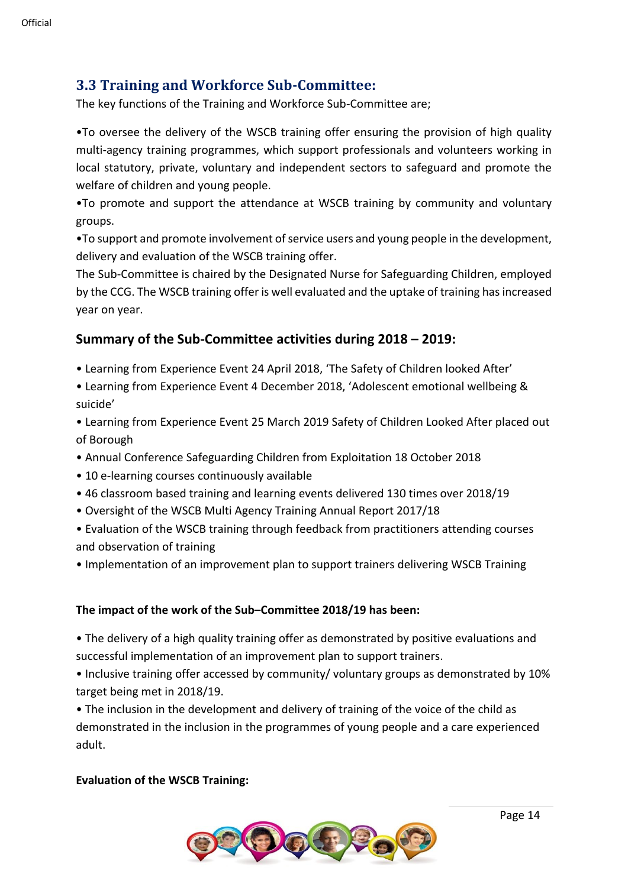## 3.3 Training and Workforce Sub-Committee:

The key functions of the Training and Workforce Sub-Committee are;

•To oversee the delivery of the WSCB training offer ensuring the provision of high quality multi-agency training programmes, which support professionals and volunteers working in local statutory, private, voluntary and independent sectors to safeguard and promote the welfare of children and young people.

•To promote and support the attendance at WSCB training by community and voluntary groups.

•To support and promote involvement of service users and young people in the development, delivery and evaluation of the WSCB training offer.

The Sub-Committee is chaired by the Designated Nurse for Safeguarding Children, employed by the CCG. The WSCB training offer is well evaluated and the uptake of training has increased year on year.

### Summary of the Sub-Committee activities during 2018 – 2019:

- Learning from Experience Event 24 April 2018, 'The Safety of Children looked After'
- Learning from Experience Event 4 December 2018, 'Adolescent emotional wellbeing & suicide'
- Learning from Experience Event 25 March 2019 Safety of Children Looked After placed out of Borough
- Annual Conference Safeguarding Children from Exploitation 18 October 2018
- 10 e-learning courses continuously available
- 46 classroom based training and learning events delivered 130 times over 2018/19
- Oversight of the WSCB Multi Agency Training Annual Report 2017/18
- Evaluation of the WSCB training through feedback from practitioners attending courses and observation of training
- Implementation of an improvement plan to support trainers delivering WSCB Training

**The impact of the work of the Sub–Committee 2018/19 has been:**

- The delivery of a high quality training offer as demonstrated by positive evaluations and successful implementation of an improvement plan to support trainers.
- Inclusive training offer accessed by community/ voluntary groups as demonstrated by 10% target being met in 2018/19.
- The inclusion in the development and delivery of training of the voice of the child as demonstrated in the inclusion in the programmes of young people and a care experienced adult.

**Evaluation of the WSCB Training:**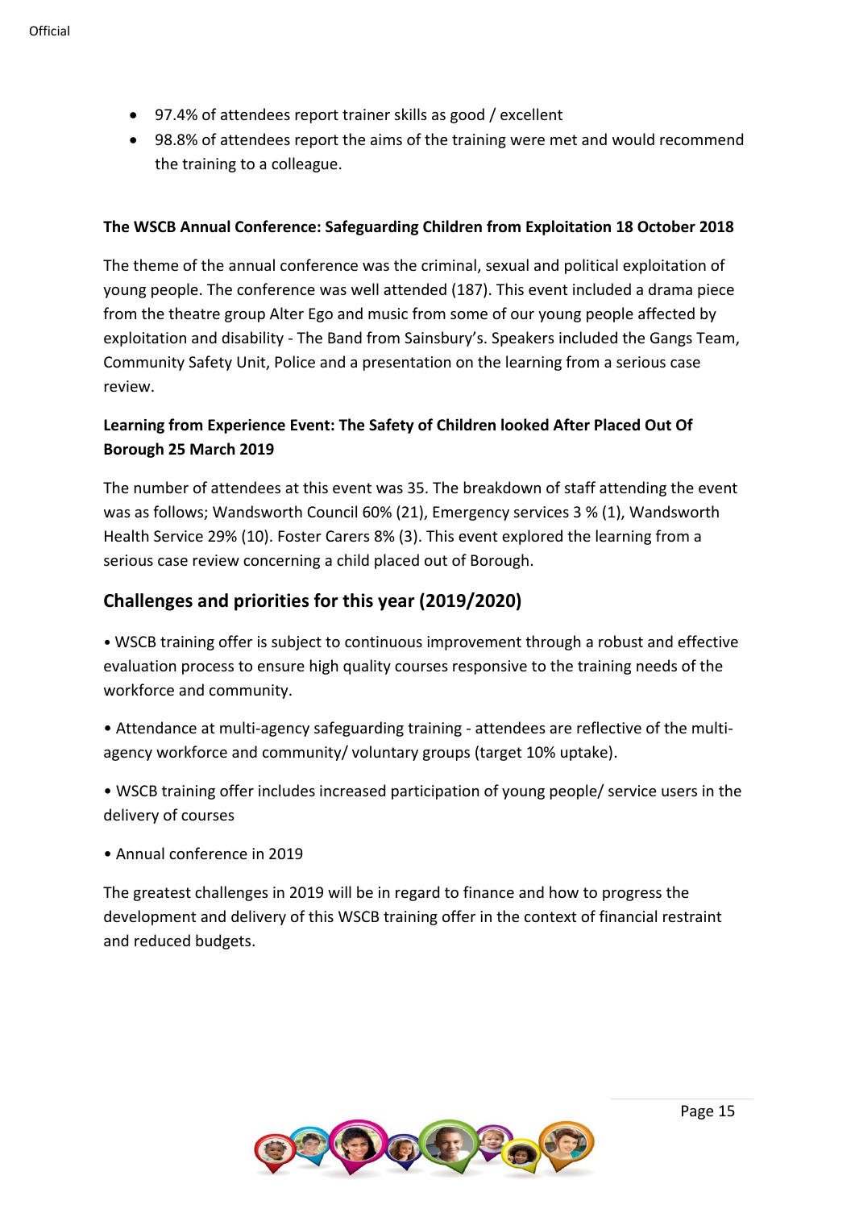- 97.4% of attendees report trainer skills as good / excellent
- 98.8% of attendees report the aims of the training were met and would recommend the training to a colleague.

**The WSCB Annual Conference: Safeguarding Children from Exploitation 18 October 2018**

The theme of the annual conference was the criminal, sexual and political exploitation of young people. The conference was well attended (187). This event included a drama piece from the theatre group Alter Ego and music from some of our young people affected by exploitation and disability - The Band from Sainsbury's. Speakers included the Gangs Team, Community Safety Unit, Police and a presentation on the learning from a serious case review.

**Learning from Experience Event: The Safety of Children looked After Placed Out Of Borough 25 March 2019**

The number of attendees at this event was 35. The breakdown of staff attending the event was as follows; Wandsworth Council 60% (21), Emergency services 3 % (1), Wandsworth Health Service 29% (10). Foster Carers 8% (3). This event explored the learning from a serious case review concerning a child placed out of Borough.

## Challenges and priorities for this year (2019/2020)

• WSCB training offer is subject to continuous improvement through a robust and effective evaluation process to ensure high quality courses responsive to the training needs of the workforce and community.

• Attendance at multi-agency safeguarding training - attendees are reflective of the multi-agency workforce and community/ voluntary groups (target 10% uptake).

• WSCB training offer includes increased participation of young people/ service users in the delivery of courses

• Annual conference in 2019

The greatest challenges in 2019 will be in regard to finance and how to progress the development and delivery of this WSCB training offer in the context of financial restraint and reduced budgets.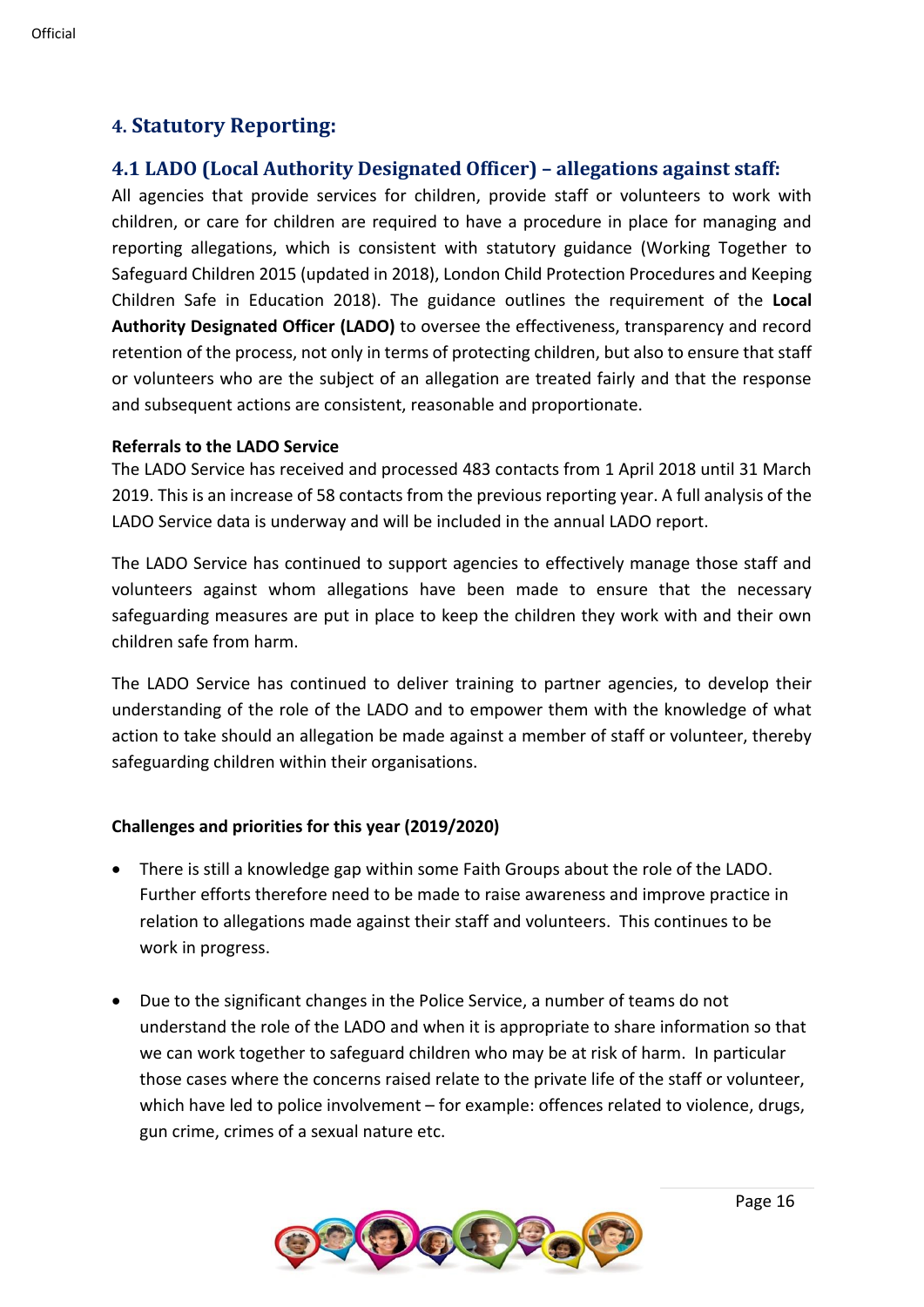## 4. Statutory Reporting:

### 4.1 LADO (Local Authority Designated Officer) – allegations against staff:

All agencies that provide services for children, provide staff or volunteers to work with children, or care for children are required to have a procedure in place for managing and reporting allegations, which is consistent with statutory guidance (Working Together to Safeguard Children 2015 (updated in 2018), London Child Protection Procedures and Keeping Children Safe in Education 2018). The guidance outlines the requirement of the **Local Authority Designated Officer (LADO)** to oversee the effectiveness, transparency and record retention of the process, not only in terms of protecting children, but also to ensure that staff or volunteers who are the subject of an allegation are treated fairly and that the response and subsequent actions are consistent, reasonable and proportionate.

**Referrals to the LADO Service**

The LADO Service has received and processed 483 contacts from 1 April 2018 until 31 March 2019. This is an increase of 58 contacts from the previous reporting year. A full analysis of the LADO Service data is underway and will be included in the annual LADO report.

The LADO Service has continued to support agencies to effectively manage those staff and volunteers against whom allegations have been made to ensure that the necessary safeguarding measures are put in place to keep the children they work with and their own children safe from harm.

The LADO Service has continued to deliver training to partner agencies, to develop their understanding of the role of the LADO and to empower them with the knowledge of what action to take should an allegation be made against a member of staff or volunteer, thereby safeguarding children within their organisations.

**Challenges and priorities for this year (2019/2020)**

- There is still a knowledge gap within some Faith Groups about the role of the LADO. Further efforts therefore need to be made to raise awareness and improve practice in relation to allegations made against their staff and volunteers. This continues to be work in progress.

- Due to the significant changes in the Police Service, a number of teams do not understand the role of the LADO and when it is appropriate to share information so that we can work together to safeguard children who may be at risk of harm. In particular those cases where the concerns raised relate to the private life of the staff or volunteer, which have led to police involvement – for example: offences related to violence, drugs, gun crime, crimes of a sexual nature etc.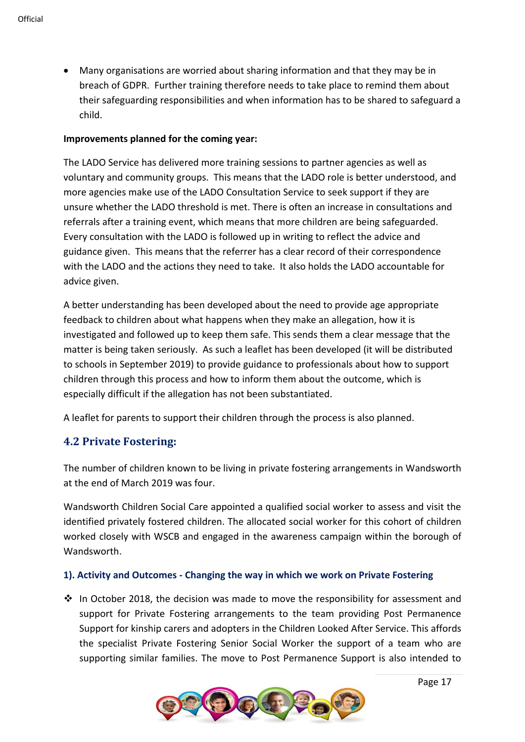- Many organisations are worried about sharing information and that they may be in breach of GDPR. Further training therefore needs to take place to remind them about their safeguarding responsibilities and when information has to be shared to safeguard a child.

**Improvements planned for the coming year:**

The LADO Service has delivered more training sessions to partner agencies as well as voluntary and community groups. This means that the LADO role is better understood, and more agencies make use of the LADO Consultation Service to seek support if they are unsure whether the LADO threshold is met. There is often an increase in consultations and referrals after a training event, which means that more children are being safeguarded. Every consultation with the LADO is followed up in writing to reflect the advice and guidance given. This means that the referrer has a clear record of their correspondence with the LADO and the actions they need to take. It also holds the LADO accountable for advice given.

A better understanding has been developed about the need to provide age appropriate feedback to children about what happens when they make an allegation, how it is investigated and followed up to keep them safe. This sends them a clear message that the matter is being taken seriously. As such a leaflet has been developed (it will be distributed to schools in September 2019) to provide guidance to professionals about how to support children through this process and how to inform them about the outcome, which is especially difficult if the allegation has not been substantiated.

A leaflet for parents to support their children through the process is also planned.

## 4.2 Private Fostering:

The number of children known to be living in private fostering arrangements in Wandsworth at the end of March 2019 was four.

Wandsworth Children Social Care appointed a qualified social worker to assess and visit the identified privately fostered children. The allocated social worker for this cohort of children worked closely with WSCB and engaged in the awareness campaign within the borough of Wandsworth.

### 1). Activity and Outcomes - Changing the way in which we work on Private Fostering

- In October 2018, the decision was made to move the responsibility for assessment and support for Private Fostering arrangements to the team providing Post Permanence Support for kinship carers and adopters in the Children Looked After Service. This affords the specialist Private Fostering Senior Social Worker the support of a team who are supporting similar families. The move to Post Permanence Support is also intended to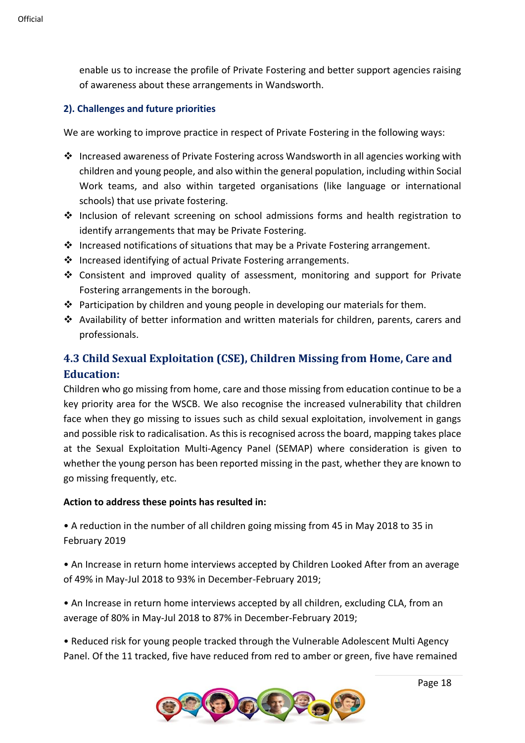enable us to increase the profile of Private Fostering and better support agencies raising of awareness about these arrangements in Wandsworth.

### 2). Challenges and future priorities

We are working to improve practice in respect of Private Fostering in the following ways:

- Increased awareness of Private Fostering across Wandsworth in all agencies working with children and young people, and also within the general population, including within Social Work teams, and also within targeted organisations (like language or international schools) that use private fostering.
- Inclusion of relevant screening on school admissions forms and health registration to identify arrangements that may be Private Fostering.
- Increased notifications of situations that may be a Private Fostering arrangement.
- Increased identifying of actual Private Fostering arrangements.
- Consistent and improved quality of assessment, monitoring and support for Private Fostering arrangements in the borough.
- Participation by children and young people in developing our materials for them.
- Availability of better information and written materials for children, parents, carers and professionals.

## 4.3 Child Sexual Exploitation (CSE), Children Missing from Home, Care and Education:

Children who go missing from home, care and those missing from education continue to be a key priority area for the WSCB. We also recognise the increased vulnerability that children face when they go missing to issues such as child sexual exploitation, involvement in gangs and possible risk to radicalisation. As this is recognised across the board, mapping takes place at the Sexual Exploitation Multi-Agency Panel (SEMAP) where consideration is given to whether the young person has been reported missing in the past, whether they are known to go missing frequently, etc.

**Action to address these points has resulted in:**

• A reduction in the number of all children going missing from 45 in May 2018 to 35 in February 2019

• An Increase in return home interviews accepted by Children Looked After from an average of 49% in May-Jul 2018 to 93% in December-February 2019;

• An Increase in return home interviews accepted by all children, excluding CLA, from an average of 80% in May-Jul 2018 to 87% in December-February 2019;

• Reduced risk for young people tracked through the Vulnerable Adolescent Multi Agency Panel. Of the 11 tracked, five have reduced from red to amber or green, five have remained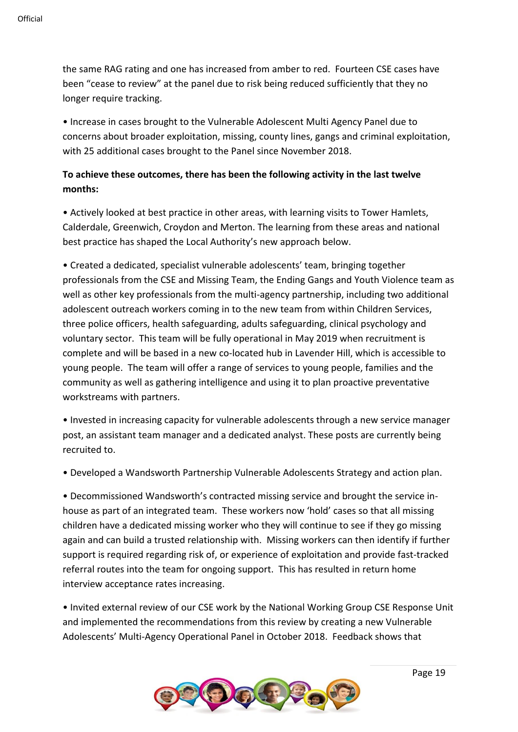the same RAG rating and one has increased from amber to red. Fourteen CSE cases have been "cease to review" at the panel due to risk being reduced sufficiently that they no longer require tracking.

- Increase in cases brought to the Vulnerable Adolescent Multi Agency Panel due to concerns about broader exploitation, missing, county lines, gangs and criminal exploitation, with 25 additional cases brought to the Panel since November 2018.

**To achieve these outcomes, there has been the following activity in the last twelve months:**

- Actively looked at best practice in other areas, with learning visits to Tower Hamlets, Calderdale, Greenwich, Croydon and Merton. The learning from these areas and national best practice has shaped the Local Authority's new approach below.

- Created a dedicated, specialist vulnerable adolescents' team, bringing together professionals from the CSE and Missing Team, the Ending Gangs and Youth Violence team as well as other key professionals from the multi-agency partnership, including two additional adolescent outreach workers coming in to the new team from within Children Services, three police officers, health safeguarding, adults safeguarding, clinical psychology and voluntary sector. This team will be fully operational in May 2019 when recruitment is complete and will be based in a new co-located hub in Lavender Hill, which is accessible to young people. The team will offer a range of services to young people, families and the community as well as gathering intelligence and using it to plan proactive preventative workstreams with partners.

- Invested in increasing capacity for vulnerable adolescents through a new service manager post, an assistant team manager and a dedicated analyst. These posts are currently being recruited to.

- Developed a Wandsworth Partnership Vulnerable Adolescents Strategy and action plan.

- Decommissioned Wandsworth's contracted missing service and brought the service in-house as part of an integrated team. These workers now 'hold' cases so that all missing children have a dedicated missing worker who they will continue to see if they go missing again and can build a trusted relationship with. Missing workers can then identify if further support is required regarding risk of, or experience of exploitation and provide fast-tracked referral routes into the team for ongoing support. This has resulted in return home interview acceptance rates increasing.

- Invited external review of our CSE work by the National Working Group CSE Response Unit and implemented the recommendations from this review by creating a new Vulnerable Adolescents' Multi-Agency Operational Panel in October 2018. Feedback shows that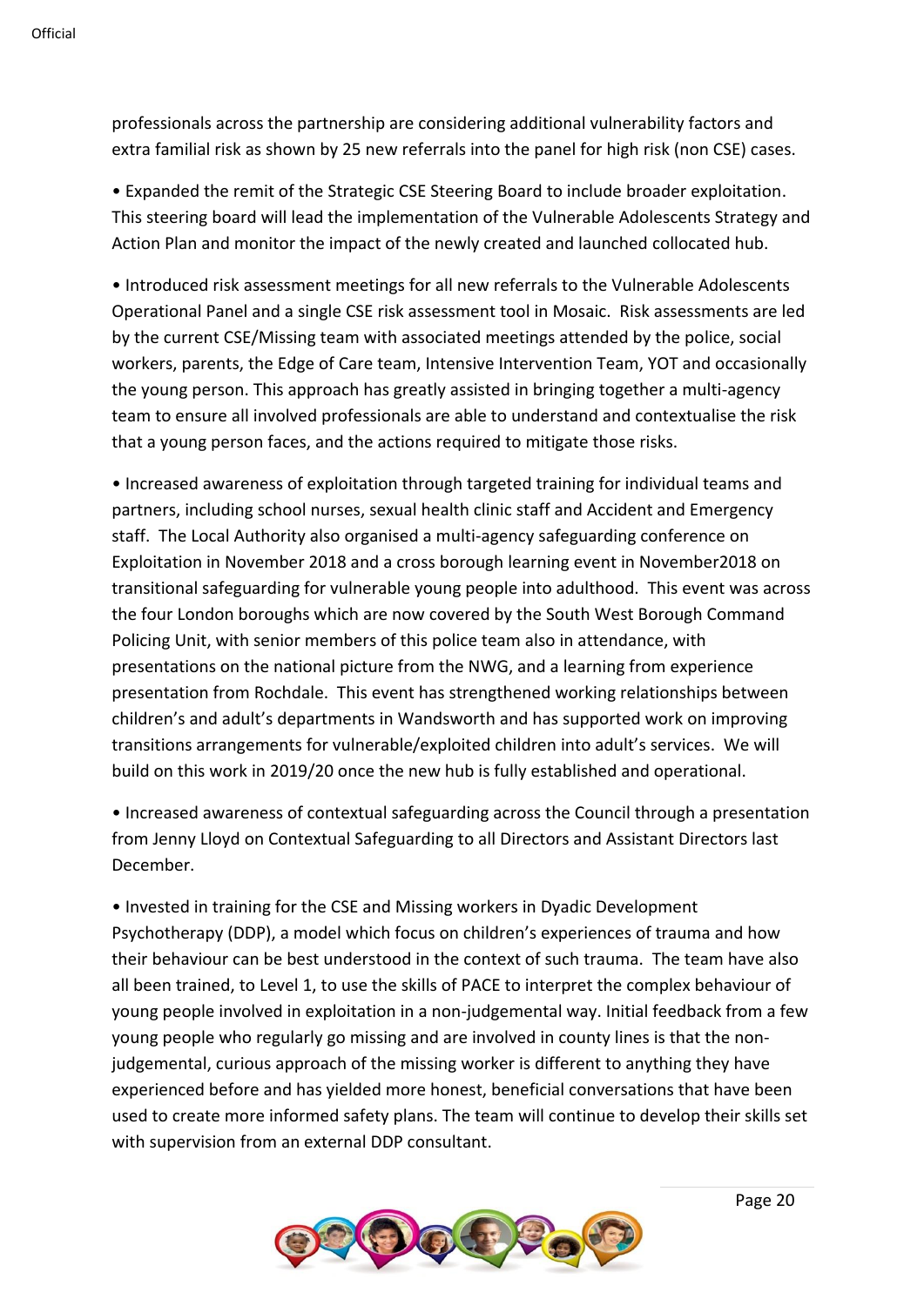professionals across the partnership are considering additional vulnerability factors and extra familial risk as shown by 25 new referrals into the panel for high risk (non CSE) cases.

• Expanded the remit of the Strategic CSE Steering Board to include broader exploitation. This steering board will lead the implementation of the Vulnerable Adolescents Strategy and Action Plan and monitor the impact of the newly created and launched collocated hub.

• Introduced risk assessment meetings for all new referrals to the Vulnerable Adolescents Operational Panel and a single CSE risk assessment tool in Mosaic. Risk assessments are led by the current CSE/Missing team with associated meetings attended by the police, social workers, parents, the Edge of Care team, Intensive Intervention Team, YOT and occasionally the young person. This approach has greatly assisted in bringing together a multi-agency team to ensure all involved professionals are able to understand and contextualise the risk that a young person faces, and the actions required to mitigate those risks.

• Increased awareness of exploitation through targeted training for individual teams and partners, including school nurses, sexual health clinic staff and Accident and Emergency staff. The Local Authority also organised a multi-agency safeguarding conference on Exploitation in November 2018 and a cross borough learning event in November2018 on transitional safeguarding for vulnerable young people into adulthood. This event was across the four London boroughs which are now covered by the South West Borough Command Policing Unit, with senior members of this police team also in attendance, with presentations on the national picture from the NWG, and a learning from experience presentation from Rochdale. This event has strengthened working relationships between children's and adult's departments in Wandsworth and has supported work on improving transitions arrangements for vulnerable/exploited children into adult's services. We will build on this work in 2019/20 once the new hub is fully established and operational.

• Increased awareness of contextual safeguarding across the Council through a presentation from Jenny Lloyd on Contextual Safeguarding to all Directors and Assistant Directors last December.

• Invested in training for the CSE and Missing workers in Dyadic Development Psychotherapy (DDP), a model which focus on children's experiences of trauma and how their behaviour can be best understood in the context of such trauma. The team have also all been trained, to Level 1, to use the skills of PACE to interpret the complex behaviour of young people involved in exploitation in a non-judgemental way. Initial feedback from a few young people who regularly go missing and are involved in county lines is that the non-judgemental, curious approach of the missing worker is different to anything they have experienced before and has yielded more honest, beneficial conversations that have been used to create more informed safety plans. The team will continue to develop their skills set with supervision from an external DDP consultant.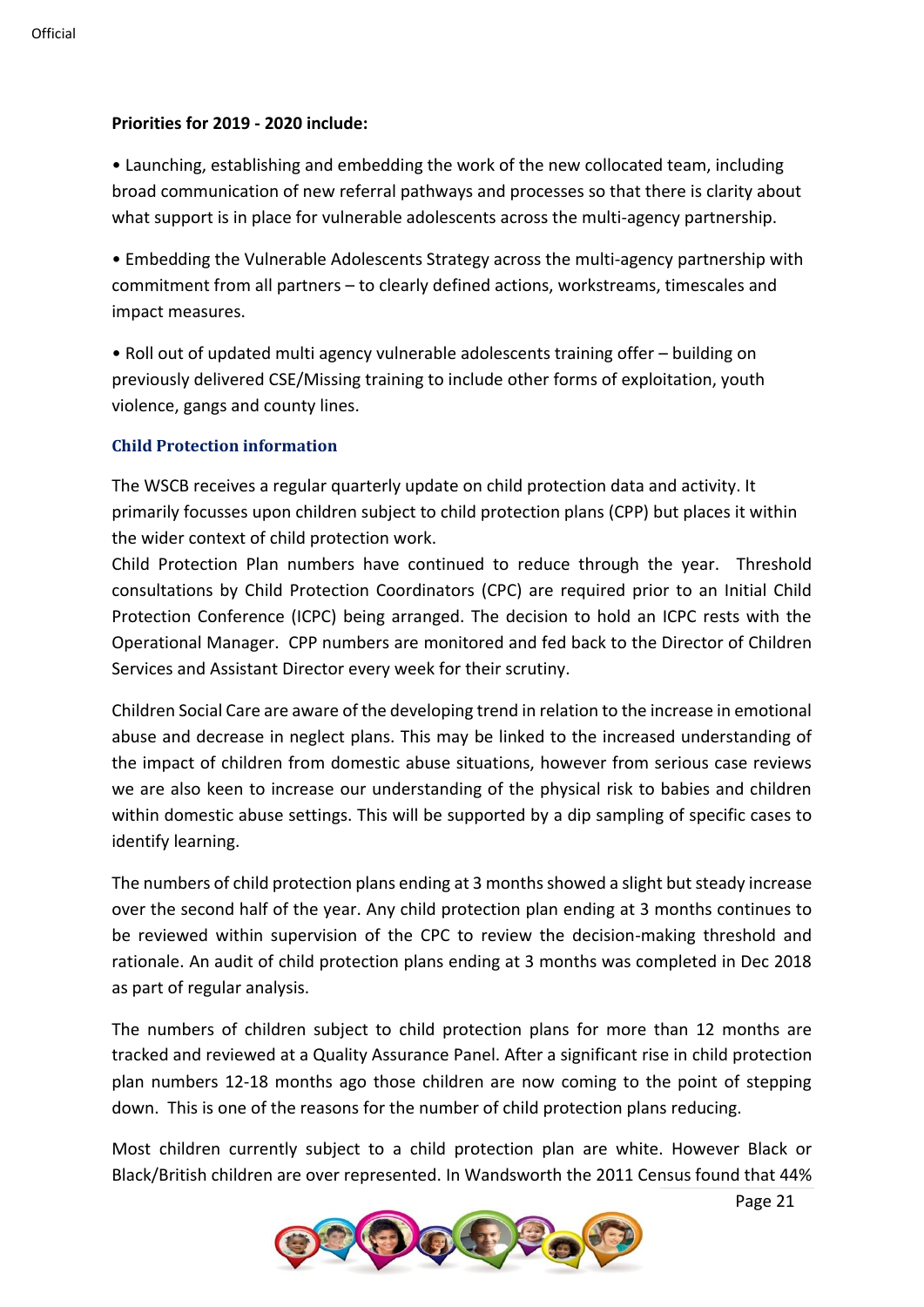**Priorities for 2019 - 2020 include:**

• Launching, establishing and embedding the work of the new collocated team, including broad communication of new referral pathways and processes so that there is clarity about what support is in place for vulnerable adolescents across the multi-agency partnership.

• Embedding the Vulnerable Adolescents Strategy across the multi-agency partnership with commitment from all partners – to clearly defined actions, workstreams, timescales and impact measures.

• Roll out of updated multi agency vulnerable adolescents training offer – building on previously delivered CSE/Missing training to include other forms of exploitation, youth violence, gangs and county lines.

### Child Protection information

The WSCB receives a regular quarterly update on child protection data and activity. It primarily focusses upon children subject to child protection plans (CPP) but places it within the wider context of child protection work.
Child Protection Plan numbers have continued to reduce through the year. Threshold consultations by Child Protection Coordinators (CPC) are required prior to an Initial Child Protection Conference (ICPC) being arranged. The decision to hold an ICPC rests with the Operational Manager. CPP numbers are monitored and fed back to the Director of Children Services and Assistant Director every week for their scrutiny.

Children Social Care are aware of the developing trend in relation to the increase in emotional abuse and decrease in neglect plans. This may be linked to the increased understanding of the impact of children from domestic abuse situations, however from serious case reviews we are also keen to increase our understanding of the physical risk to babies and children within domestic abuse settings. This will be supported by a dip sampling of specific cases to identify learning.

The numbers of child protection plans ending at 3 months showed a slight but steady increase over the second half of the year. Any child protection plan ending at 3 months continues to be reviewed within supervision of the CPC to review the decision-making threshold and rationale. An audit of child protection plans ending at 3 months was completed in Dec 2018 as part of regular analysis.

The numbers of children subject to child protection plans for more than 12 months are tracked and reviewed at a Quality Assurance Panel. After a significant rise in child protection plan numbers 12-18 months ago those children are now coming to the point of stepping down. This is one of the reasons for the number of child protection plans reducing.

Most children currently subject to a child protection plan are white. However Black or Black/British children are over represented. In Wandsworth the 2011 Census found that 44%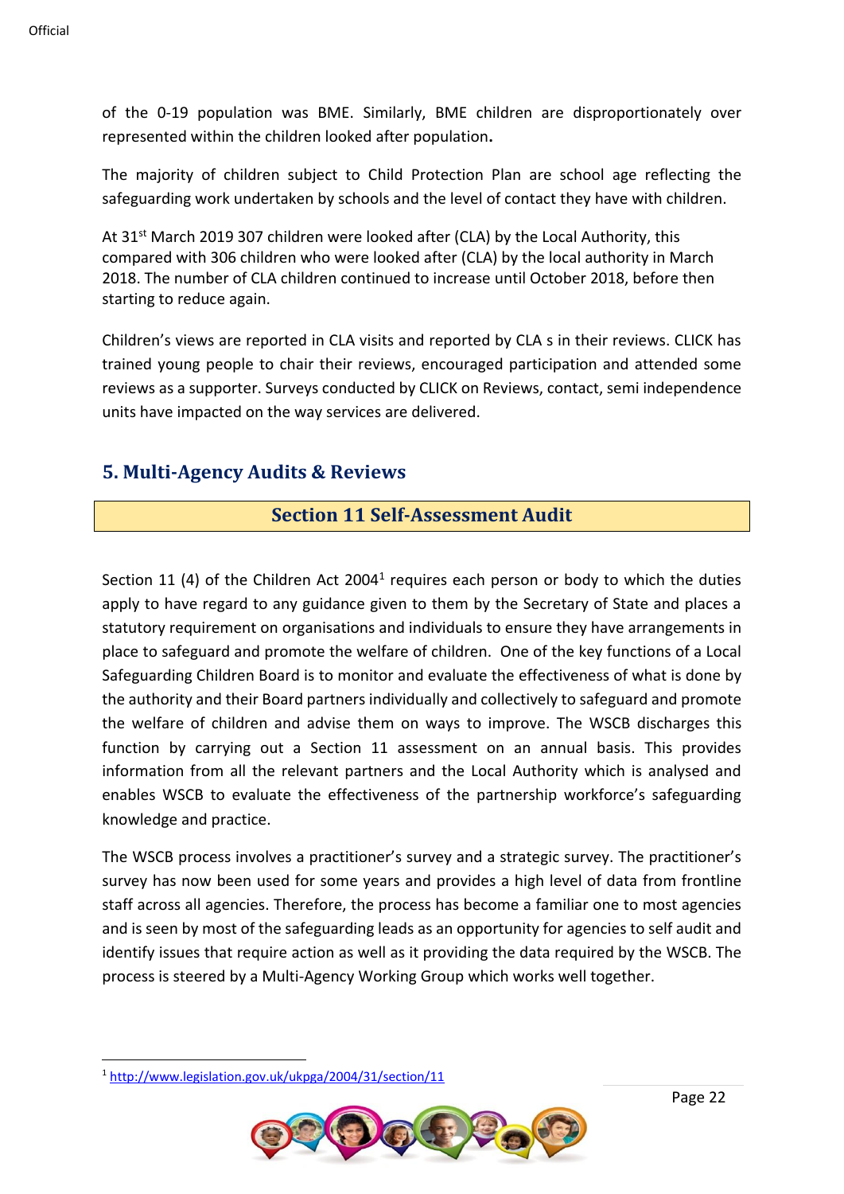of the 0-19 population was BME. Similarly, BME children are disproportionately over represented within the children looked after population**.**

The majority of children subject to Child Protection Plan are school age reflecting the safeguarding work undertaken by schools and the level of contact they have with children.

At 31st March 2019 307 children were looked after (CLA) by the Local Authority, this compared with 306 children who were looked after (CLA) by the local authority in March 2018. The number of CLA children continued to increase until October 2018, before then starting to reduce again.

Children's views are reported in CLA visits and reported by CLA s in their reviews. CLICK has trained young people to chair their reviews, encouraged participation and attended some reviews as a supporter. Surveys conducted by CLICK on Reviews, contact, semi independence units have impacted on the way services are delivered.

## 5. Multi-Agency Audits & Reviews

### Section 11 Self-Assessment Audit

Section 11 (4) of the Children Act 2004[1] requires each person or body to which the duties apply to have regard to any guidance given to them by the Secretary of State and places a statutory requirement on organisations and individuals to ensure they have arrangements in place to safeguard and promote the welfare of children. One of the key functions of a Local Safeguarding Children Board is to monitor and evaluate the effectiveness of what is done by the authority and their Board partners individually and collectively to safeguard and promote the welfare of children and advise them on ways to improve. The WSCB discharges this function by carrying out a Section 11 assessment on an annual basis. This provides information from all the relevant partners and the Local Authority which is analysed and enables WSCB to evaluate the effectiveness of the partnership workforce's safeguarding knowledge and practice.

The WSCB process involves a practitioner's survey and a strategic survey. The practitioner's survey has now been used for some years and provides a high level of data from frontline staff across all agencies. Therefore, the process has become a familiar one to most agencies and is seen by most of the safeguarding leads as an opportunity for agencies to self audit and identify issues that require action as well as it providing the data required by the WSCB. The process is steered by a Multi-Agency Working Group which works well together.

[1] http://www.legislation.gov.uk/ukpga/2004/31/section/11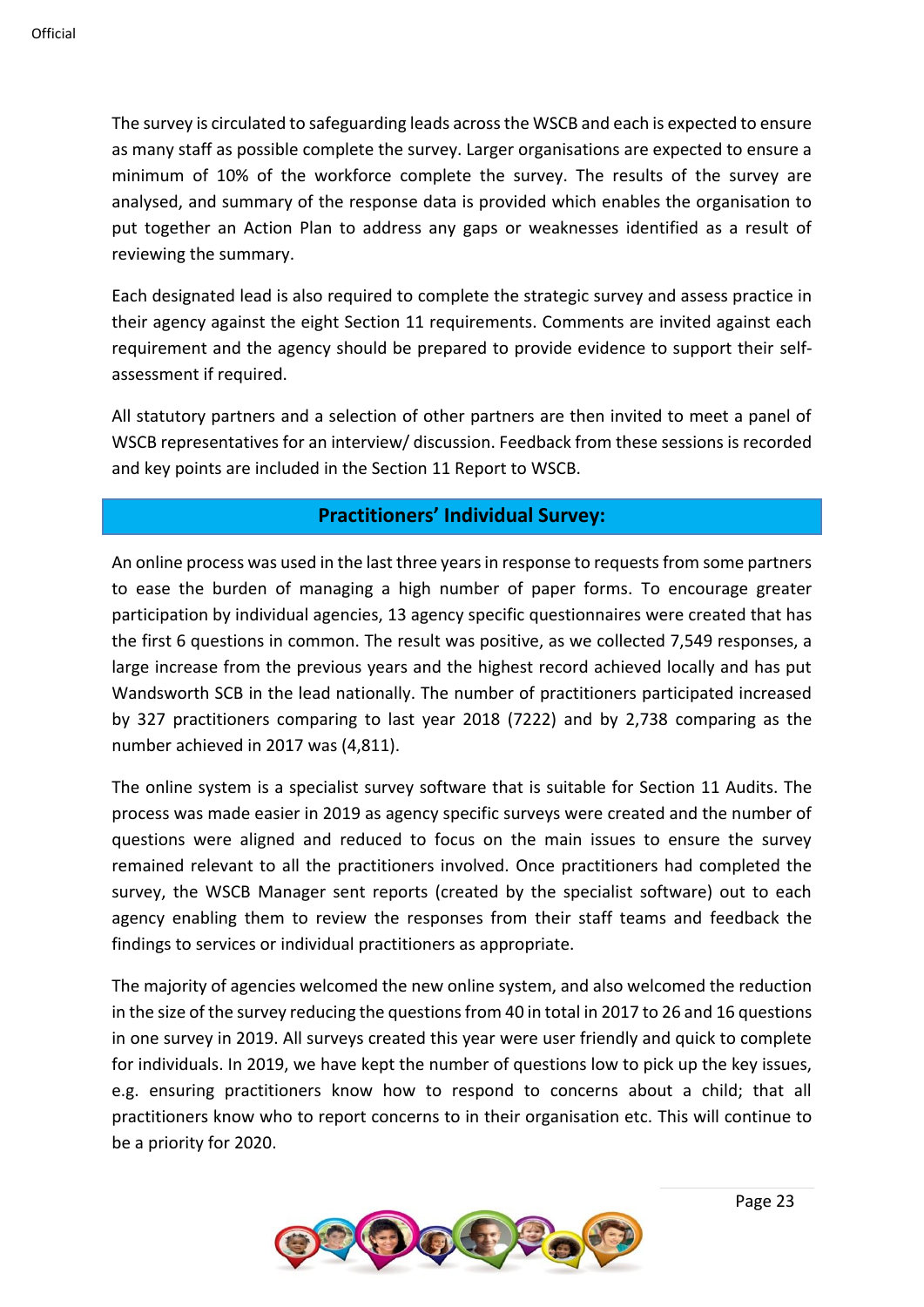The survey is circulated to safeguarding leads across the WSCB and each is expected to ensure as many staff as possible complete the survey. Larger organisations are expected to ensure a minimum of 10% of the workforce complete the survey. The results of the survey are analysed, and summary of the response data is provided which enables the organisation to put together an Action Plan to address any gaps or weaknesses identified as a result of reviewing the summary.

Each designated lead is also required to complete the strategic survey and assess practice in their agency against the eight Section 11 requirements. Comments are invited against each requirement and the agency should be prepared to provide evidence to support their self-assessment if required.

All statutory partners and a selection of other partners are then invited to meet a panel of WSCB representatives for an interview/ discussion. Feedback from these sessions is recorded and key points are included in the Section 11 Report to WSCB.

## Practitioners' Individual Survey:

An online process was used in the last three years in response to requests from some partners to ease the burden of managing a high number of paper forms. To encourage greater participation by individual agencies, 13 agency specific questionnaires were created that has the first 6 questions in common. The result was positive, as we collected 7,549 responses, a large increase from the previous years and the highest record achieved locally and has put Wandsworth SCB in the lead nationally. The number of practitioners participated increased by 327 practitioners comparing to last year 2018 (7222) and by 2,738 comparing as the number achieved in 2017 was (4,811).

The online system is a specialist survey software that is suitable for Section 11 Audits. The process was made easier in 2019 as agency specific surveys were created and the number of questions were aligned and reduced to focus on the main issues to ensure the survey remained relevant to all the practitioners involved. Once practitioners had completed the survey, the WSCB Manager sent reports (created by the specialist software) out to each agency enabling them to review the responses from their staff teams and feedback the findings to services or individual practitioners as appropriate.

The majority of agencies welcomed the new online system, and also welcomed the reduction in the size of the survey reducing the questions from 40 in total in 2017 to 26 and 16 questions in one survey in 2019. All surveys created this year were user friendly and quick to complete for individuals. In 2019, we have kept the number of questions low to pick up the key issues, e.g. ensuring practitioners know how to respond to concerns about a child; that all practitioners know who to report concerns to in their organisation etc. This will continue to be a priority for 2020.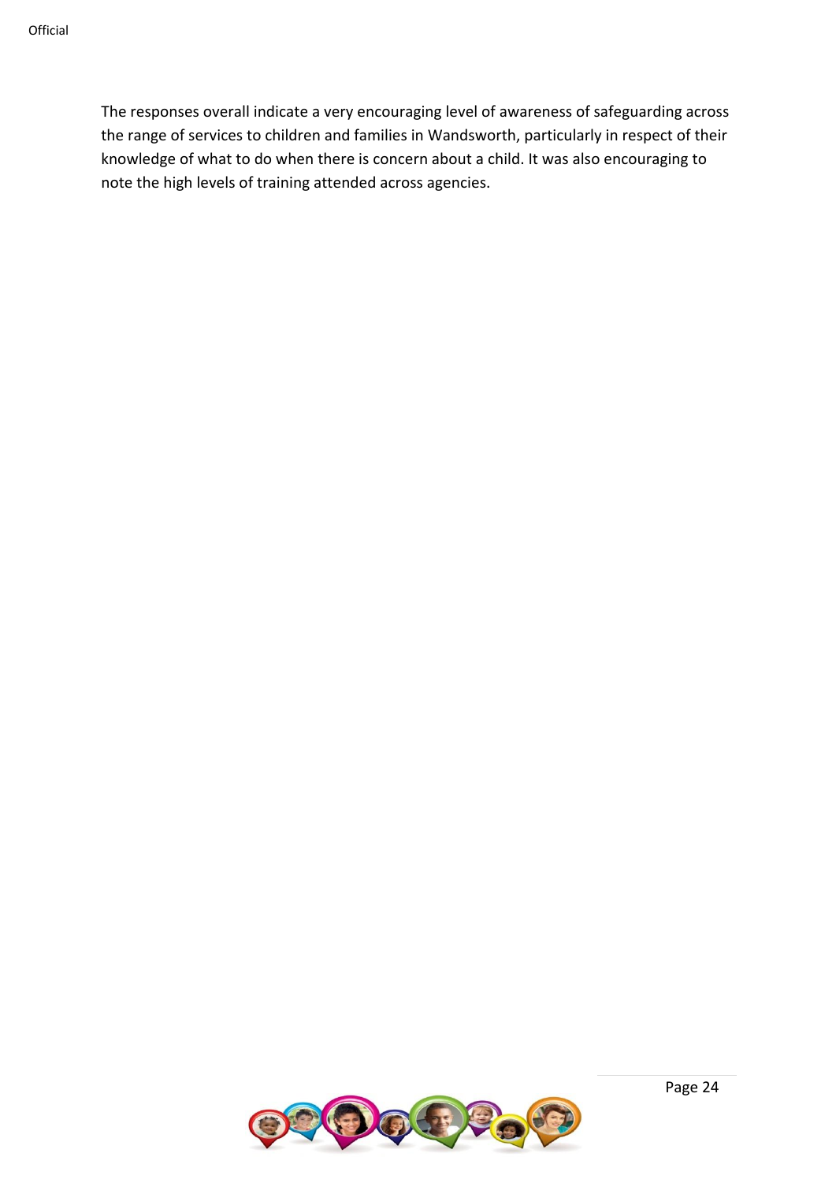The responses overall indicate a very encouraging level of awareness of safeguarding across the range of services to children and families in Wandsworth, particularly in respect of their knowledge of what to do when there is concern about a child. It was also encouraging to note the high levels of training attended across agencies.